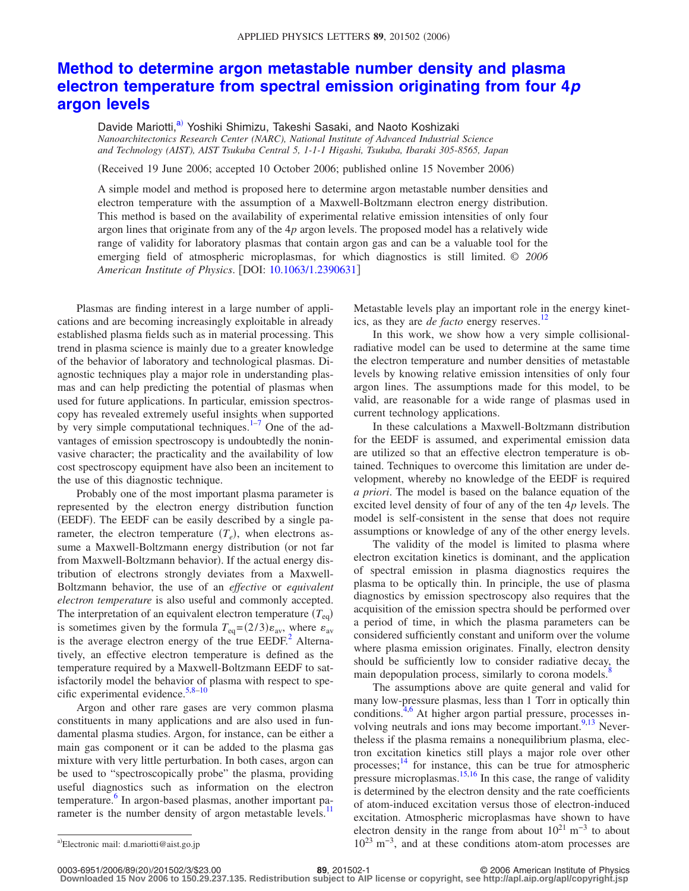# Method to determine argon metastable number density and plasma electron temperature from spectral emission originating from four 4*p* argon levels

Davide Mariotti,[a] Yoshiki Shimizu, Takeshi Sasaki, and Naoto Koshizaki

*Nanoarchitectonics Research Center (NARC), National Institute of Advanced Industrial Science and Technology (AIST), AIST Tsukuba Central 5, 1-1-1 Higashi, Tsukuba, Ibaraki 305-8565, Japan*

(Received 19 June 2006; accepted 10 October 2006; published online 15 November 2006)

A simple model and method is proposed here to determine argon metastable number densities and electron temperature with the assumption of a Maxwell-Boltzmann electron energy distribution. This method is based on the availability of experimental relative emission intensities of only four argon lines that originate from any of the 4*p* argon levels. The proposed model has a relatively wide range of validity for laboratory plasmas that contain argon gas and can be a valuable tool for the emerging field of atmospheric microplasmas, for which diagnostics is still limited. © *2006 American Institute of Physics*. [DOI: 10.1063/1.2390631]

Plasmas are finding interest in a large number of applications and are becoming increasingly exploitable in already established plasma fields such as in material processing. This trend in plasma science is mainly due to a greater knowledge of the behavior of laboratory and technological plasmas. Diagnostic techniques play a major role in understanding plasmas and can help predicting the potential of plasmas when used for future applications. In particular, emission spectroscopy has revealed extremely useful insights when supported by very simple computational techniques.[1–7] One of the advantages of emission spectroscopy is undoubtedly the noninvasive character; the practicality and the availability of low cost spectroscopy equipment have also been an incitement to the use of this diagnostic technique.

Probably one of the most important plasma parameter is represented by the electron energy distribution function (EEDF). The EEDF can be easily described by a single parameter, the electron temperature ($T_e$), when electrons assume a Maxwell-Boltzmann energy distribution (or not far from Maxwell-Boltzmann behavior). If the actual energy distribution of electrons strongly deviates from a Maxwell-Boltzmann behavior, the use of an *effective* or *equivalent electron temperature* is also useful and commonly accepted. The interpretation of an equivalent electron temperature ($T_{eq}$) is sometimes given by the formula $T_{eq}=(2/3)\varepsilon_{av}$, where $\varepsilon_{av}$ is the average electron energy of the true EEDF.[2] Alternatively, an effective electron temperature is defined as the temperature required by a Maxwell-Boltzmann EEDF to satisfactorily model the behavior of plasma with respect to specific experimental evidence.[5,8–10]

Argon and other rare gases are very common plasma constituents in many applications and are also used in fundamental plasma studies. Argon, for instance, can be either a main gas component or it can be added to the plasma gas mixture with very little perturbation. In both cases, argon can be used to "spectroscopically probe" the plasma, providing useful diagnostics such as information on the electron temperature.[6] In argon-based plasmas, another important parameter is the number density of argon metastable levels.[11] Metastable levels play an important role in the energy kinetics, as they are *de facto* energy reserves.[12]

In this work, we show how a very simple collisional-radiative model can be used to determine at the same time the electron temperature and number densities of metastable levels by knowing relative emission intensities of only four argon lines. The assumptions made for this model, to be valid, are reasonable for a wide range of plasmas used in current technology applications.

In these calculations a Maxwell-Boltzmann distribution for the EEDF is assumed, and experimental emission data are utilized so that an effective electron temperature is obtained. Techniques to overcome this limitation are under development, whereby no knowledge of the EEDF is required *a priori*. The model is based on the balance equation of the excited level density of four of any of the ten 4*p* levels. The model is self-consistent in the sense that does not require assumptions or knowledge of any of the other energy levels.

The validity of the model is limited to plasma where electron excitation kinetics is dominant, and the application of spectral emission in plasma diagnostics requires the plasma to be optically thin. In principle, the use of plasma diagnostics by emission spectroscopy also requires that the acquisition of the emission spectra should be performed over a period of time, in which the plasma parameters can be considered sufficiently constant and uniform over the volume where plasma emission originates. Finally, electron density should be sufficiently low to consider radiative decay, the main depopulation process, similarly to corona models.[8]

The assumptions above are quite general and valid for many low-pressure plasmas, less than 1 Torr in optically thin conditions.[4,6] At higher argon partial pressure, processes involving neutrals and ions may become important.[9,13] Nevertheless if the plasma remains a nonequilibrium plasma, electron excitation kinetics still plays a major role over other processes;[14] for instance, this can be true for atmospheric pressure microplasmas.[15,16] In this case, the range of validity is determined by the electron density and the rate coefficients of atom-induced excitation versus those of electron-induced excitation. Atmospheric microplasmas have shown to have electron density in the range from about $10^{21}$ m$^{-3}$ to about $10^{23}$ m$^{-3}$, and at these conditions atom-atom processes are

[a]Electronic mail: d.mariotti@aist.go.jp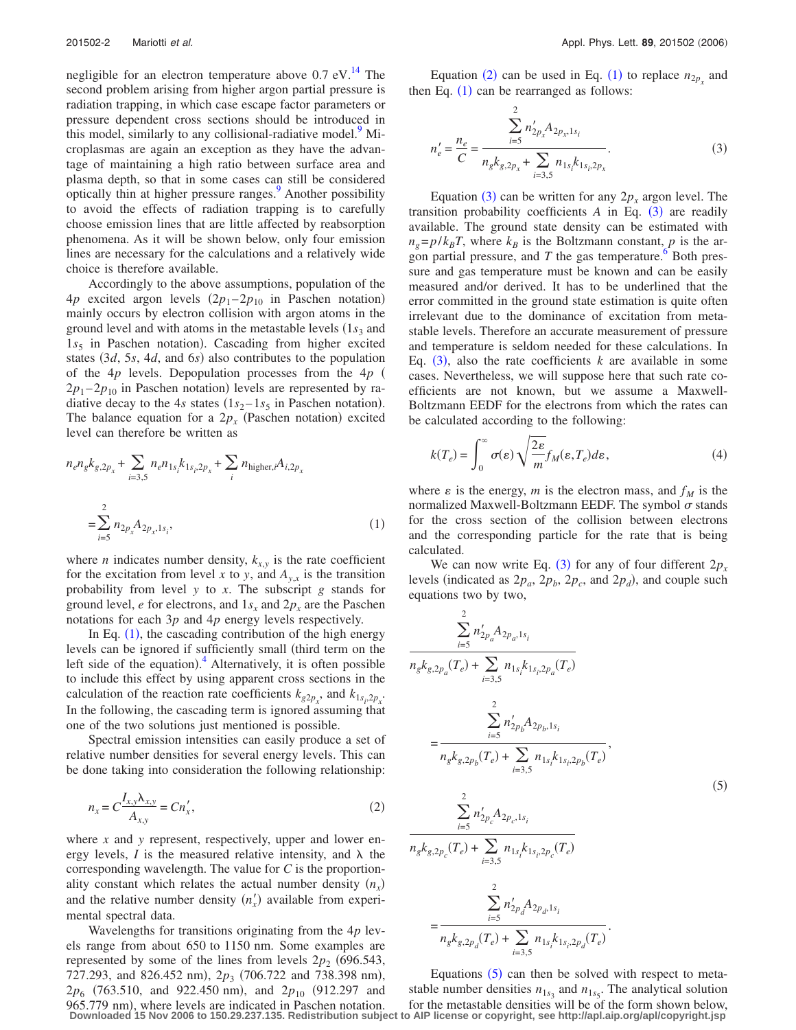negligible for an electron temperature above 0.7 eV.[14] The second problem arising from higher argon partial pressure is radiation trapping, in which case escape factor parameters or pressure dependent cross sections should be introduced in this model, similarly to any collisional-radiative model.[9] Microplasmas are again an exception as they have the advantage of maintaining a high ratio between surface area and plasma depth, so that in some cases can still be considered optically thin at higher pressure ranges.[9] Another possibility to avoid the effects of radiation trapping is to carefully choose emission lines that are little affected by reabsorption phenomena. As it will be shown below, only four emission lines are necessary for the calculations and a relatively wide choice is therefore available.

Accordingly to the above assumptions, population of the $4p$ excited argon levels ($2p_1$–$2p_{10}$ in Paschen notation) mainly occurs by electron collision with argon atoms in the ground level and with atoms in the metastable levels ($1s_3$ and $1s_5$ in Paschen notation). Cascading from higher excited states ($3d$, $5s$, $4d$, and $6s$) also contributes to the population of the $4p$ levels. Depopulation processes from the $4p$ ($2p_1$–$2p_{10}$ in Paschen notation) levels are represented by radiative decay to the $4s$ states ($1s_2$–$1s_5$ in Paschen notation). The balance equation for a $2p_x$ (Paschen notation) excited level can therefore be written as

$$n_e n_g k_{g,2p_x} + \sum_{i=3,5} n_e n_{1s_i} k_{1s_i,2p_x} + \sum_i n_{\text{higher},i} A_{i,2p_x} = \sum_{i=5}^{2} n_{2p_x} A_{2p_x,1s_i}, \tag{1}$$

where $n$ indicates number density, $k_{x,y}$ is the rate coefficient for the excitation from level $x$ to $y$, and $A_{y,x}$ is the transition probability from level $y$ to $x$. The subscript $g$ stands for ground level, $e$ for electrons, and $1s_x$ and $2p_x$ are the Paschen notations for each $3p$ and $4p$ energy levels respectively.

In Eq. (1), the cascading contribution of the high energy levels can be ignored if sufficiently small (third term on the left side of the equation).[4] Alternatively, it is often possible to include this effect by using apparent cross sections in the calculation of the reaction rate coefficients $k_{g2p_x}$, and $k_{1s_i,2p_x}$. In the following, the cascading term is ignored assuming that one of the two solutions just mentioned is possible.

Spectral emission intensities can easily produce a set of relative number densities for several energy levels. This can be done taking into consideration the following relationship:

$$n_x = C\frac{I_{x,y}\lambda_{x,y}}{A_{x,y}} = Cn'_x, \tag{2}$$

where $x$ and $y$ represent, respectively, upper and lower energy levels, $I$ is the measured relative intensity, and $\lambda$ the corresponding wavelength. The value for $C$ is the proportionality constant which relates the actual number density ($n_x$) and the relative number density ($n'_x$) available from experimental spectral data.

Wavelengths for transitions originating from the $4p$ levels range from about 650 to 1150 nm. Some examples are represented by some of the lines from levels $2p_2$ (696.543, 727.293, and 826.452 nm), $2p_3$ (706.722 and 738.398 nm), $2p_6$ (763.510, and 922.450 nm), and $2p_{10}$ (912.297 and 965.779 nm), where levels are indicated in Paschen notation.

Equation (2) can be used in Eq. (1) to replace $n_{2p_x}$ and then Eq. (1) can be rearranged as follows:

$$n'_e = \frac{n_e}{C} = \frac{\sum_{i=5}^{2} n'_{2p_x} A_{2p_x,1s_i}}{n_g k_{g,2p_x} + \sum_{i=3,5} n_{1s_i} k_{1s_i,2p_x}}. \tag{3}$$

Equation (3) can be written for any $2p_x$ argon level. The transition probability coefficients $A$ in Eq. (3) are readily available. The ground state density can be estimated with $n_g = p/k_B T$, where $k_B$ is the Boltzmann constant, $p$ is the argon partial pressure, and $T$ the gas temperature.[6] Both pressure and gas temperature must be known and can be easily measured and/or derived. It has to be underlined that the error committed in the ground state estimation is quite often irrelevant due to the dominance of excitation from metastable levels. Therefore an accurate measurement of pressure and temperature is seldom needed for these calculations. In Eq. (3), also the rate coefficients $k$ are available in some cases. Nevertheless, we will suppose here that such rate coefficients are not known, but we assume a Maxwell-Boltzmann EEDF for the electrons from which the rates can be calculated according to the following:

$$k(T_e) = \int_0^\infty \sigma(\varepsilon)\sqrt{\frac{2\varepsilon}{m}} f_M(\varepsilon, T_e)\, d\varepsilon, \tag{4}$$

where $\varepsilon$ is the energy, $m$ is the electron mass, and $f_M$ is the normalized Maxwell-Boltzmann EEDF. The symbol $\sigma$ stands for the cross section of the collision between electrons and the corresponding particle for the rate that is being calculated.

We can now write Eq. (3) for any of four different $2p_x$ levels (indicated as $2p_a$, $2p_b$, $2p_c$, and $2p_d$), and couple such equations two by two,

$$\frac{\sum_{i=5}^{2} n'_{2p_a} A_{2p_a,1s_i}}{n_g k_{g,2p_a}(T_e) + \sum_{i=3,5} n_{1s_i} k_{1s_i,2p_a}(T_e)} = \frac{\sum_{i=5}^{2} n'_{2p_b} A_{2p_b,1s_i}}{n_g k_{g,2p_b}(T_e) + \sum_{i=3,5} n_{1s_i} k_{1s_i,2p_b}(T_e)},$$

$$\frac{\sum_{i=5}^{2} n'_{2p_c} A_{2p_c,1s_i}}{n_g k_{g,2p_c}(T_e) + \sum_{i=3,5} n_{1s_i} k_{1s_i,2p_c}(T_e)} = \frac{\sum_{i=5}^{2} n'_{2p_d} A_{2p_d,1s_i}}{n_g k_{g,2p_d}(T_e) + \sum_{i=3,5} n_{1s_i} k_{1s_i,2p_d}(T_e)}. \tag{5}$$

Equations (5) can then be solved with respect to metastable number densities $n_{1s_3}$ and $n_{1s_5}$. The analytical solution for the metastable densities will be of the form shown below,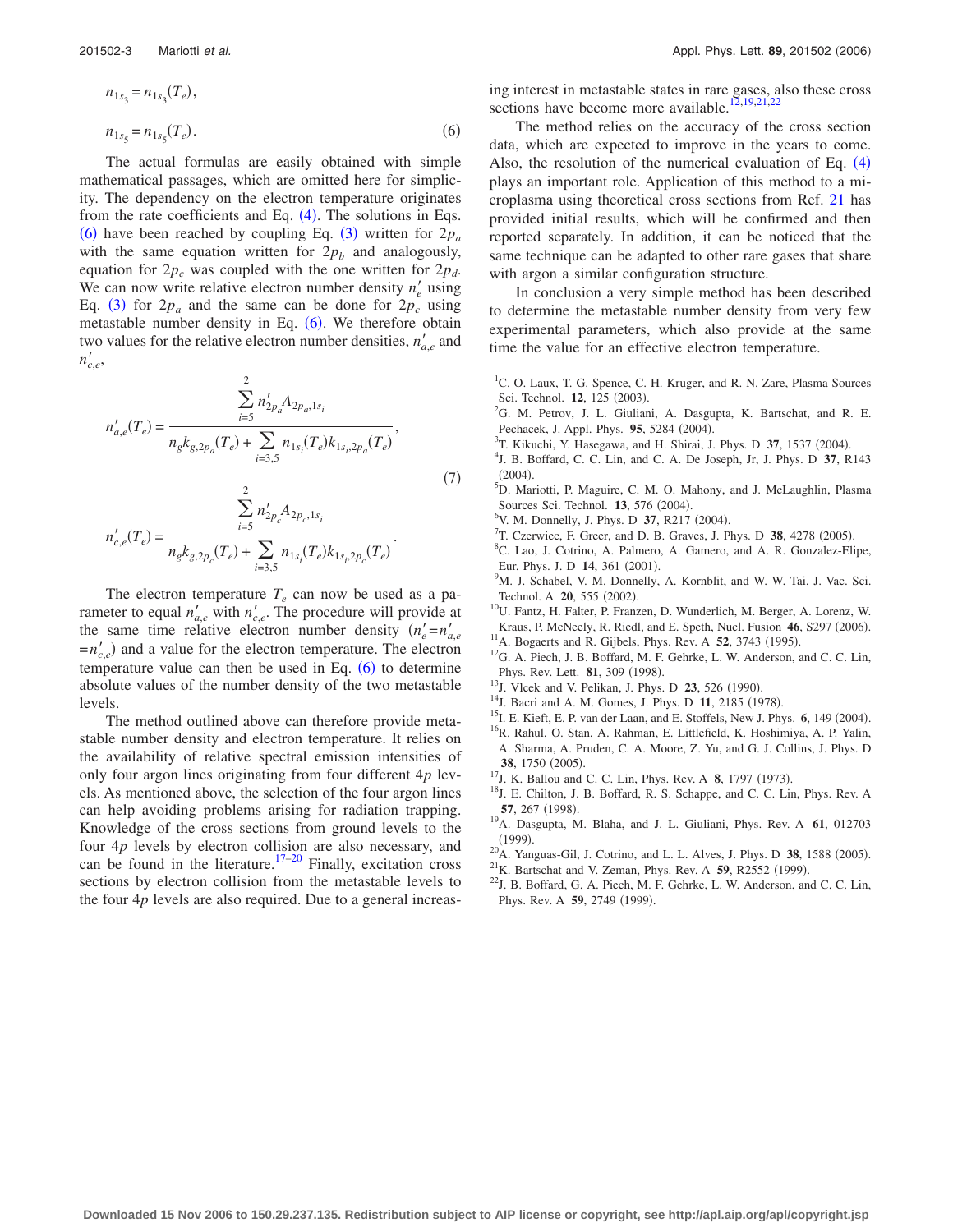$$n_{1s_3} = n_{1s_3}(T_e),$$

$$n_{1s_5} = n_{1s_5}(T_e). \tag{6}$$

The actual formulas are easily obtained with simple mathematical passages, which are omitted here for simplicity. The dependency on the electron temperature originates from the rate coefficients and Eq. (4). The solutions in Eqs. (6) have been reached by coupling Eq. (3) written for $2p_a$ with the same equation written for $2p_b$ and analogously, equation for $2p_c$ was coupled with the one written for $2p_d$. We can now write relative electron number density $n'_e$ using Eq. (3) for $2p_a$ and the same can be done for $2p_c$ using metastable number density in Eq. (6). We therefore obtain two values for the relative electron number densities, $n'_{a,e}$ and $n'_{c,e}$,

$$n'_{a,e}(T_e) = \frac{\sum_{i=5}^{2} n'_{2p_a} A_{2p_a,1s_i}}{n_g k_{g,2p_a}(T_e) + \sum_{i=3,5} n_{1s_i}(T_e) k_{1s_i,2p_a}(T_e)},$$

$$n'_{c,e}(T_e) = \frac{\sum_{i=5}^{2} n'_{2p_c} A_{2p_c,1s_i}}{n_g k_{g,2p_c}(T_e) + \sum_{i=3,5} n_{1s_i}(T_e) k_{1s_i,2p_c}(T_e)}. \tag{7}$$

The electron temperature $T_e$ can now be used as a parameter to equal $n'_{a,e}$ with $n'_{c,e}$. The procedure will provide at the same time relative electron number density ($n'_e = n'_{a,e} = n'_{c,e}$) and a value for the electron temperature. The electron temperature value can then be used in Eq. (6) to determine absolute values of the number density of the two metastable levels.

The method outlined above can therefore provide metastable number density and electron temperature. It relies on the availability of relative spectral emission intensities of only four argon lines originating from four different $4p$ levels. As mentioned above, the selection of the four argon lines can help avoiding problems arising for radiation trapping. Knowledge of the cross sections from ground levels to the four $4p$ levels by electron collision are also necessary, and can be found in the literature.[17–20] Finally, excitation cross sections by electron collision from the metastable levels to the four $4p$ levels are also required. Due to a general increasing interest in metastable states in rare gases, also these cross sections have become more available.[12,19,21,22]

The method relies on the accuracy of the cross section data, which are expected to improve in the years to come. Also, the resolution of the numerical evaluation of Eq. (4) plays an important role. Application of this method to a microplasma using theoretical cross sections from Ref. 21 has provided initial results, which will be confirmed and then reported separately. In addition, it can be noticed that the same technique can be adapted to other rare gases that share with argon a similar configuration structure.

In conclusion a very simple method has been described to determine the metastable number density from very few experimental parameters, which also provide at the same time the value for an effective electron temperature.

[1] C. O. Laux, T. G. Spence, C. H. Kruger, and R. N. Zare, Plasma Sources Sci. Technol. **12**, 125 (2003).
[2] G. M. Petrov, J. L. Giuliani, A. Dasgupta, K. Bartschat, and R. E. Pechacek, J. Appl. Phys. **95**, 5284 (2004).
[3] T. Kikuchi, Y. Hasegawa, and H. Shirai, J. Phys. D **37**, 1537 (2004).
[4] J. B. Boffard, C. C. Lin, and C. A. De Joseph, Jr, J. Phys. D **37**, R143 (2004).
[5] D. Mariotti, P. Maguire, C. M. O. Mahony, and J. McLaughlin, Plasma Sources Sci. Technol. **13**, 576 (2004).
[6] V. M. Donnelly, J. Phys. D **37**, R217 (2004).
[7] T. Czerwiec, F. Greer, and D. B. Graves, J. Phys. D **38**, 4278 (2005).
[8] C. Lao, J. Cotrino, A. Palmero, A. Gamero, and A. R. Gonzalez-Elipe, Eur. Phys. J. D **14**, 361 (2001).
[9] M. J. Schabel, V. M. Donnelly, A. Kornblit, and W. W. Tai, J. Vac. Sci. Technol. A **20**, 555 (2002).
[10] U. Fantz, H. Falter, P. Franzen, D. Wunderlich, M. Berger, A. Lorenz, W. Kraus, P. McNeely, R. Riedl, and E. Speth, Nucl. Fusion **46**, S297 (2006).
[11] A. Bogaerts and R. Gijbels, Phys. Rev. A **52**, 3743 (1995).
[12] G. A. Piech, J. B. Boffard, M. F. Gehrke, L. W. Anderson, and C. C. Lin, Phys. Rev. Lett. **81**, 309 (1998).
[13] J. Vlcek and V. Pelikan, J. Phys. D **23**, 526 (1990).
[14] J. Bacri and A. M. Gomes, J. Phys. D **11**, 2185 (1978).
[15] I. E. Kieft, E. P. van der Laan, and E. Stoffels, New J. Phys. **6**, 149 (2004).
[16] R. Rahul, O. Stan, A. Rahman, E. Littlefield, K. Hoshimiya, A. P. Yalin, A. Sharma, A. Pruden, C. A. Moore, Z. Yu, and G. J. Collins, J. Phys. D **38**, 1750 (2005).
[17] J. K. Ballou and C. C. Lin, Phys. Rev. A **8**, 1797 (1973).
[18] J. E. Chilton, J. B. Boffard, R. S. Schappe, and C. C. Lin, Phys. Rev. A **57**, 267 (1998).
[19] A. Dasgupta, M. Blaha, and J. L. Giuliani, Phys. Rev. A **61**, 012703 (1999).
[20] A. Yanguas-Gil, J. Cotrino, and L. L. Alves, J. Phys. D **38**, 1588 (2005).
[21] K. Bartschat and V. Zeman, Phys. Rev. A **59**, R2552 (1999).
[22] J. B. Boffard, G. A. Piech, M. F. Gehrke, L. W. Anderson, and C. C. Lin, Phys. Rev. A **59**, 2749 (1999).